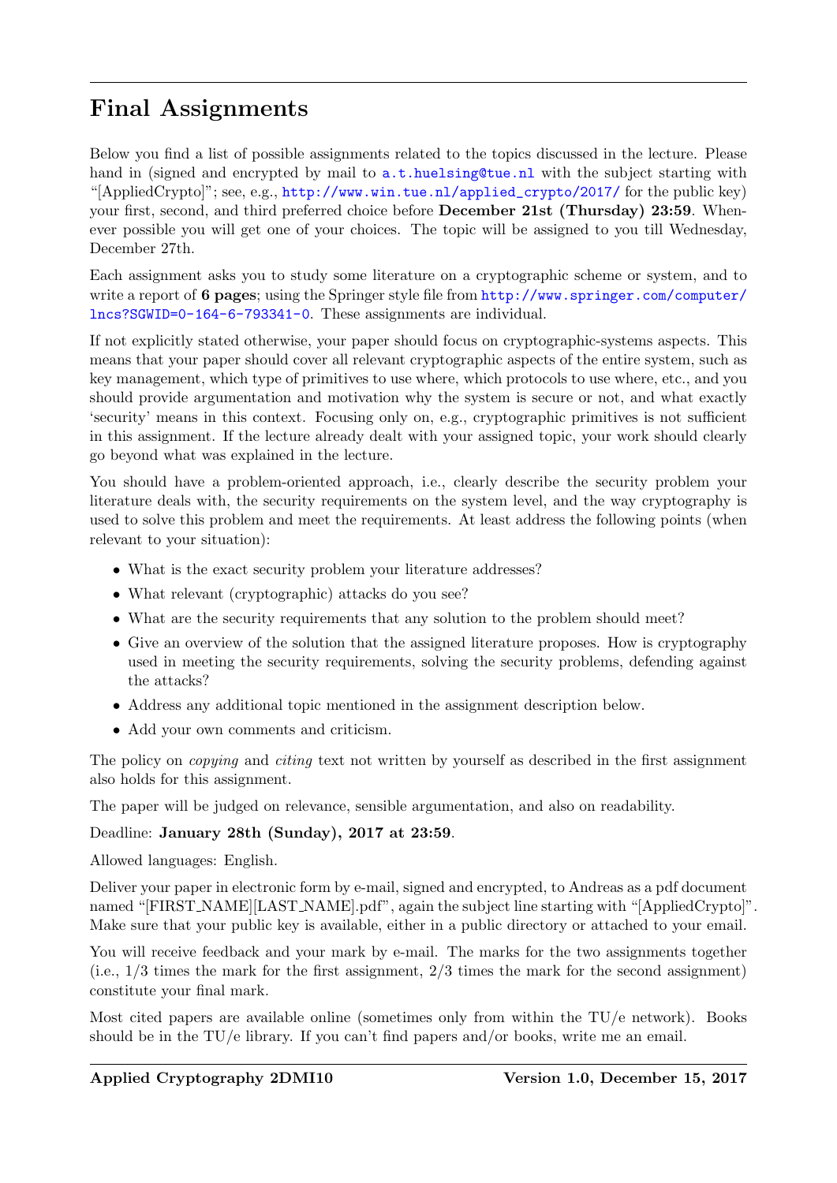# Final Assignments

Below you find a list of possible assignments related to the topics discussed in the lecture. Please hand in (signed and encrypted by mail to a.t.huelsing@tue.nl with the subject starting with "[AppliedCrypto]"; see, e.g., http://www.win.tue.nl/applied_crypto/2017/ for the public key) your first, second, and third preferred choice before **December 21st (Thursday) 23:59**. Whenever possible you will get one of your choices. The topic will be assigned to you till Wednesday, December 27th.

Each assignment asks you to study some literature on a cryptographic scheme or system, and to write a report of **6 pages**; using the Springer style file from http://www.springer.com/computer/lncs?SGWID=0-164-6-793341-0. These assignments are individual.

If not explicitly stated otherwise, your paper should focus on cryptographic-systems aspects. This means that your paper should cover all relevant cryptographic aspects of the entire system, such as key management, which type of primitives to use where, which protocols to use where, etc., and you should provide argumentation and motivation why the system is secure or not, and what exactly 'security' means in this context. Focusing only on, e.g., cryptographic primitives is not sufficient in this assignment. If the lecture already dealt with your assigned topic, your work should clearly go beyond what was explained in the lecture.

You should have a problem-oriented approach, i.e., clearly describe the security problem your literature deals with, the security requirements on the system level, and the way cryptography is used to solve this problem and meet the requirements. At least address the following points (when relevant to your situation):

- What is the exact security problem your literature addresses?
- What relevant (cryptographic) attacks do you see?
- What are the security requirements that any solution to the problem should meet?
- Give an overview of the solution that the assigned literature proposes. How is cryptography used in meeting the security requirements, solving the security problems, defending against the attacks?
- Address any additional topic mentioned in the assignment description below.
- Add your own comments and criticism.

The policy on *copying* and *citing* text not written by yourself as described in the first assignment also holds for this assignment.

The paper will be judged on relevance, sensible argumentation, and also on readability.

Deadline: **January 28th (Sunday), 2017 at 23:59**.

Allowed languages: English.

Deliver your paper in electronic form by e-mail, signed and encrypted, to Andreas as a pdf document named "[FIRST_NAME][LAST_NAME].pdf", again the subject line starting with "[AppliedCrypto]". Make sure that your public key is available, either in a public directory or attached to your email.

You will receive feedback and your mark by e-mail. The marks for the two assignments together (i.e., 1/3 times the mark for the first assignment, 2/3 times the mark for the second assignment) constitute your final mark.

Most cited papers are available online (sometimes only from within the TU/e network). Books should be in the TU/e library. If you can't find papers and/or books, write me an email.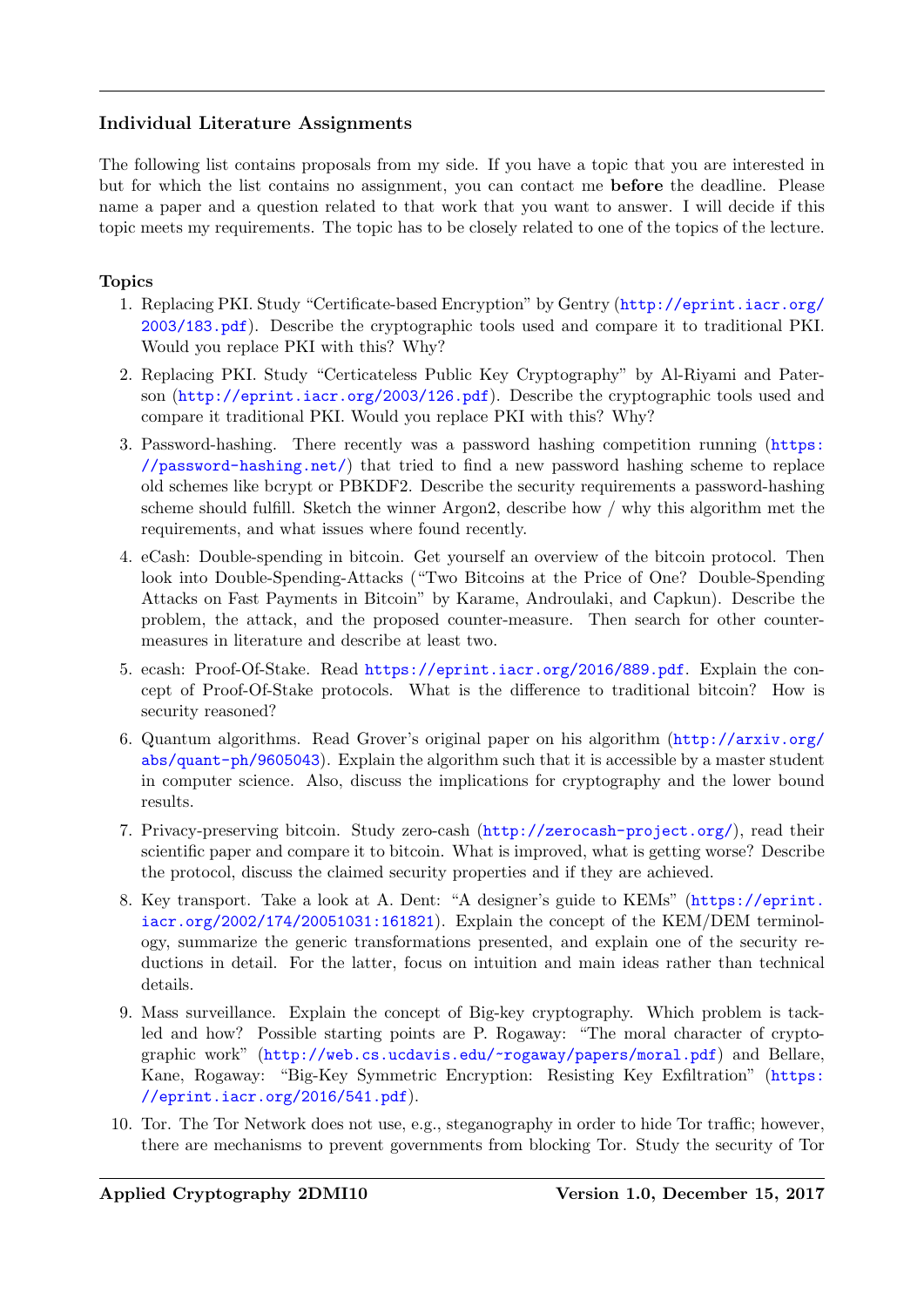### Individual Literature Assignments

The following list contains proposals from my side. If you have a topic that you are interested in but for which the list contains no assignment, you can contact me **before** the deadline. Please name a paper and a question related to that work that you want to answer. I will decide if this topic meets my requirements. The topic has to be closely related to one of the topics of the lecture.

#### Topics

1. Replacing PKI. Study "Certificate-based Encryption" by Gentry (http://eprint.iacr.org/2003/183.pdf). Describe the cryptographic tools used and compare it to traditional PKI. Would you replace PKI with this? Why?

2. Replacing PKI. Study "Certicateless Public Key Cryptography" by Al-Riyami and Paterson (http://eprint.iacr.org/2003/126.pdf). Describe the cryptographic tools used and compare it traditional PKI. Would you replace PKI with this? Why?

3. Password-hashing. There recently was a password hashing competition running (https://password-hashing.net/) that tried to find a new password hashing scheme to replace old schemes like bcrypt or PBKDF2. Describe the security requirements a password-hashing scheme should fulfill. Sketch the winner Argon2, describe how / why this algorithm met the requirements, and what issues where found recently.

4. eCash: Double-spending in bitcoin. Get yourself an overview of the bitcoin protocol. Then look into Double-Spending-Attacks ("Two Bitcoins at the Price of One? Double-Spending Attacks on Fast Payments in Bitcoin" by Karame, Androulaki, and Capkun). Describe the problem, the attack, and the proposed counter-measure. Then search for other counter-measures in literature and describe at least two.

5. ecash: Proof-Of-Stake. Read https://eprint.iacr.org/2016/889.pdf. Explain the concept of Proof-Of-Stake protocols. What is the difference to traditional bitcoin? How is security reasoned?

6. Quantum algorithms. Read Grover's original paper on his algorithm (http://arxiv.org/abs/quant-ph/9605043). Explain the algorithm such that it is accessible by a master student in computer science. Also, discuss the implications for cryptography and the lower bound results.

7. Privacy-preserving bitcoin. Study zero-cash (http://zerocash-project.org/), read their scientific paper and compare it to bitcoin. What is improved, what is getting worse? Describe the protocol, discuss the claimed security properties and if they are achieved.

8. Key transport. Take a look at A. Dent: "A designer's guide to KEMs" (https://eprint.iacr.org/2002/174/20051031:161821). Explain the concept of the KEM/DEM terminology, summarize the generic transformations presented, and explain one of the security reductions in detail. For the latter, focus on intuition and main ideas rather than technical details.

9. Mass surveillance. Explain the concept of Big-key cryptography. Which problem is tackled and how? Possible starting points are P. Rogaway: "The moral character of cryptographic work" (http://web.cs.ucdavis.edu/~rogaway/papers/moral.pdf) and Bellare, Kane, Rogaway: "Big-Key Symmetric Encryption: Resisting Key Exfiltration" (https://eprint.iacr.org/2016/541.pdf).

10. Tor. The Tor Network does not use, e.g., steganography in order to hide Tor traffic; however, there are mechanisms to prevent governments from blocking Tor. Study the security of Tor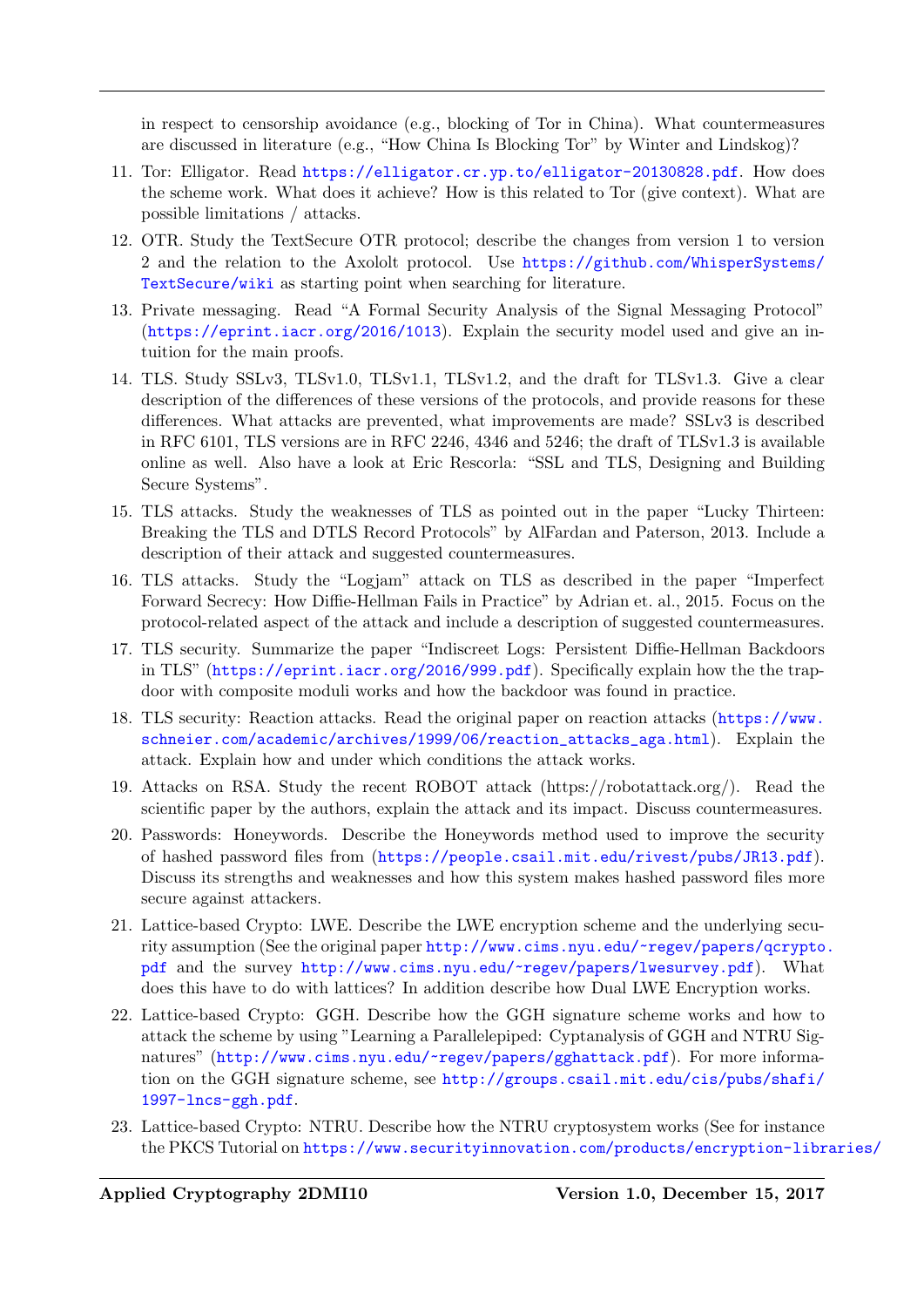in respect to censorship avoidance (e.g., blocking of Tor in China). What countermeasures are discussed in literature (e.g., "How China Is Blocking Tor" by Winter and Lindskog)?

11. Tor: Elligator. Read https://elligator.cr.yp.to/elligator-20130828.pdf. How does the scheme work. What does it achieve? How is this related to Tor (give context). What are possible limitations / attacks.
12. OTR. Study the TextSecure OTR protocol; describe the changes from version 1 to version 2 and the relation to the Axololt protocol. Use https://github.com/WhisperSystems/TextSecure/wiki as starting point when searching for literature.
13. Private messaging. Read "A Formal Security Analysis of the Signal Messaging Protocol" (https://eprint.iacr.org/2016/1013). Explain the security model used and give an intuition for the main proofs.
14. TLS. Study SSLv3, TLSv1.0, TLSv1.1, TLSv1.2, and the draft for TLSv1.3. Give a clear description of the differences of these versions of the protocols, and provide reasons for these differences. What attacks are prevented, what improvements are made? SSLv3 is described in RFC 6101, TLS versions are in RFC 2246, 4346 and 5246; the draft of TLSv1.3 is available online as well. Also have a look at Eric Rescorla: "SSL and TLS, Designing and Building Secure Systems".
15. TLS attacks. Study the weaknesses of TLS as pointed out in the paper "Lucky Thirteen: Breaking the TLS and DTLS Record Protocols" by AlFardan and Paterson, 2013. Include a description of their attack and suggested countermeasures.
16. TLS attacks. Study the "Logjam" attack on TLS as described in the paper "Imperfect Forward Secrecy: How Diffie-Hellman Fails in Practice" by Adrian et. al., 2015. Focus on the protocol-related aspect of the attack and include a description of suggested countermeasures.
17. TLS security. Summarize the paper "Indiscreet Logs: Persistent Diffie-Hellman Backdoors in TLS" (https://eprint.iacr.org/2016/999.pdf). Specifically explain how the the trapdoor with composite moduli works and how the backdoor was found in practice.
18. TLS security: Reaction attacks. Read the original paper on reaction attacks (https://www.schneier.com/academic/archives/1999/06/reaction_attacks_aga.html). Explain the attack. Explain how and under which conditions the attack works.
19. Attacks on RSA. Study the recent ROBOT attack (https://robotattack.org/). Read the scientific paper by the authors, explain the attack and its impact. Discuss countermeasures.
20. Passwords: Honeywords. Describe the Honeywords method used to improve the security of hashed password files from (https://people.csail.mit.edu/rivest/pubs/JR13.pdf). Discuss its strengths and weaknesses and how this system makes hashed password files more secure against attackers.
21. Lattice-based Crypto: LWE. Describe the LWE encryption scheme and the underlying security assumption (See the original paper http://www.cims.nyu.edu/~regev/papers/qcrypto.pdf and the survey http://www.cims.nyu.edu/~regev/papers/lwesurvey.pdf). What does this have to do with lattices? In addition describe how Dual LWE Encryption works.
22. Lattice-based Crypto: GGH. Describe how the GGH signature scheme works and how to attack the scheme by using "Learning a Parallelepiped: Cyptanalysis of GGH and NTRU Signatures" (http://www.cims.nyu.edu/~regev/papers/gghattack.pdf). For more information on the GGH signature scheme, see http://groups.csail.mit.edu/cis/pubs/shafi/1997-lncs-ggh.pdf.
23. Lattice-based Crypto: NTRU. Describe how the NTRU cryptosystem works (See for instance the PKCS Tutorial on https://www.securityinnovation.com/products/encryption-libraries/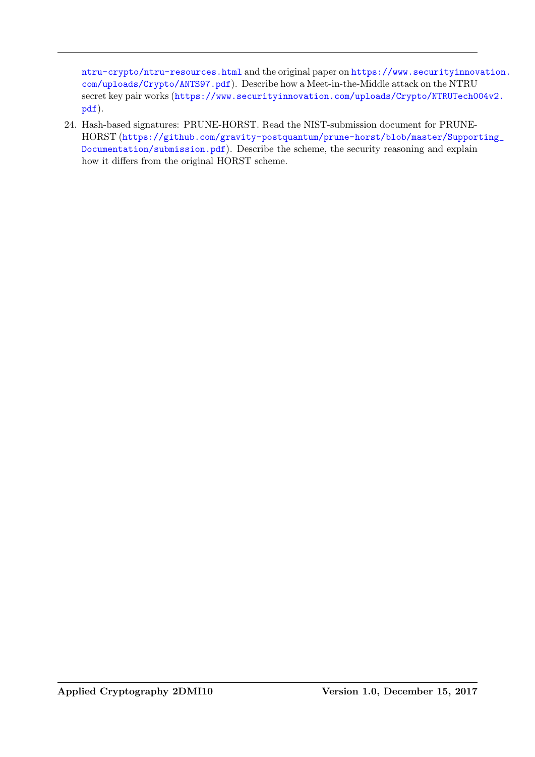ntru-crypto/ntru-resources.html and the original paper on https://www.securityinnovation.com/uploads/Crypto/ANTS97.pdf). Describe how a Meet-in-the-Middle attack on the NTRU secret key pair works (https://www.securityinnovation.com/uploads/Crypto/NTRUTech004v2.pdf).

24. Hash-based signatures: PRUNE-HORST. Read the NIST-submission document for PRUNE-HORST (https://github.com/gravity-postquantum/prune-horst/blob/master/Supporting_Documentation/submission.pdf). Describe the scheme, the security reasoning and explain how it differs from the original HORST scheme.